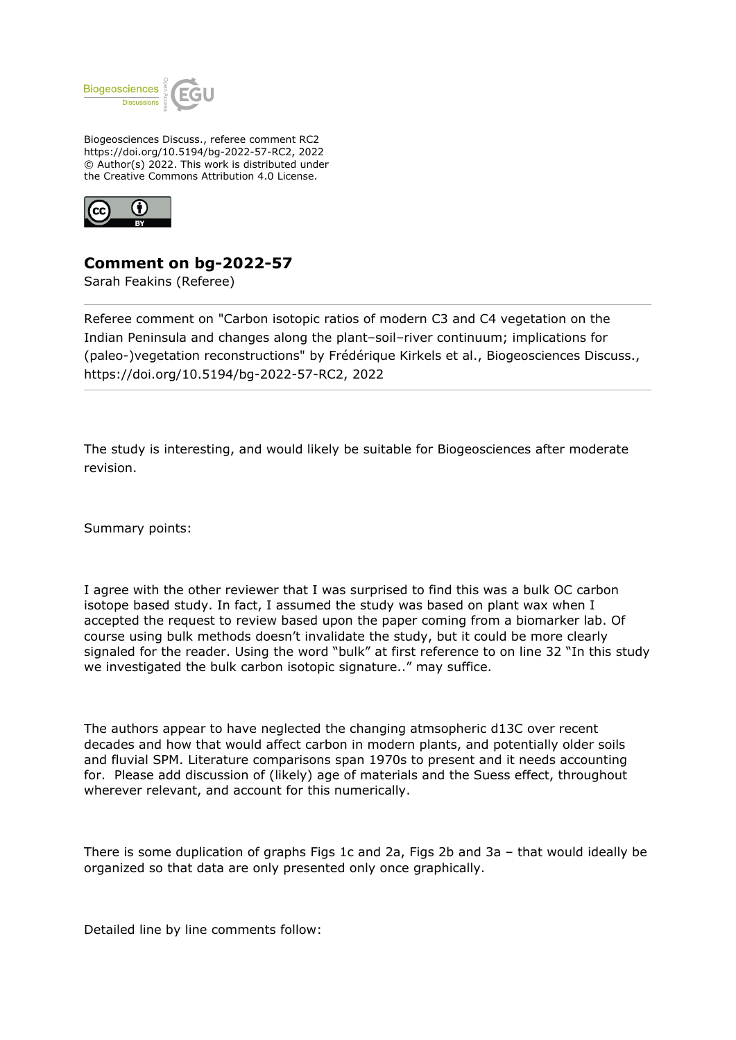Biogeosciences Discuss., referee comment RC2
https://doi.org/10.5194/bg-2022-57-RC2, 2022
© Author(s) 2022. This work is distributed under
the Creative Commons Attribution 4.0 License.

## Comment on bg-2022-57

Sarah Feakins (Referee)

---

Referee comment on "Carbon isotopic ratios of modern C3 and C4 vegetation on the Indian Peninsula and changes along the plant–soil–river continuum; implications for (paleo-)vegetation reconstructions" by Frédérique Kirkels et al., Biogeosciences Discuss., https://doi.org/10.5194/bg-2022-57-RC2, 2022

---

The study is interesting, and would likely be suitable for Biogeosciences after moderate revision.

Summary points:

I agree with the other reviewer that I was surprised to find this was a bulk OC carbon isotope based study. In fact, I assumed the study was based on plant wax when I accepted the request to review based upon the paper coming from a biomarker lab. Of course using bulk methods doesn't invalidate the study, but it could be more clearly signaled for the reader. Using the word "bulk" at first reference to on line 32 "In this study we investigated the bulk carbon isotopic signature.." may suffice.

The authors appear to have neglected the changing atmsopheric d13C over recent decades and how that would affect carbon in modern plants, and potentially older soils and fluvial SPM. Literature comparisons span 1970s to present and it needs accounting for. Please add discussion of (likely) age of materials and the Suess effect, throughout wherever relevant, and account for this numerically.

There is some duplication of graphs Figs 1c and 2a, Figs 2b and 3a – that would ideally be organized so that data are only presented only once graphically.

Detailed line by line comments follow: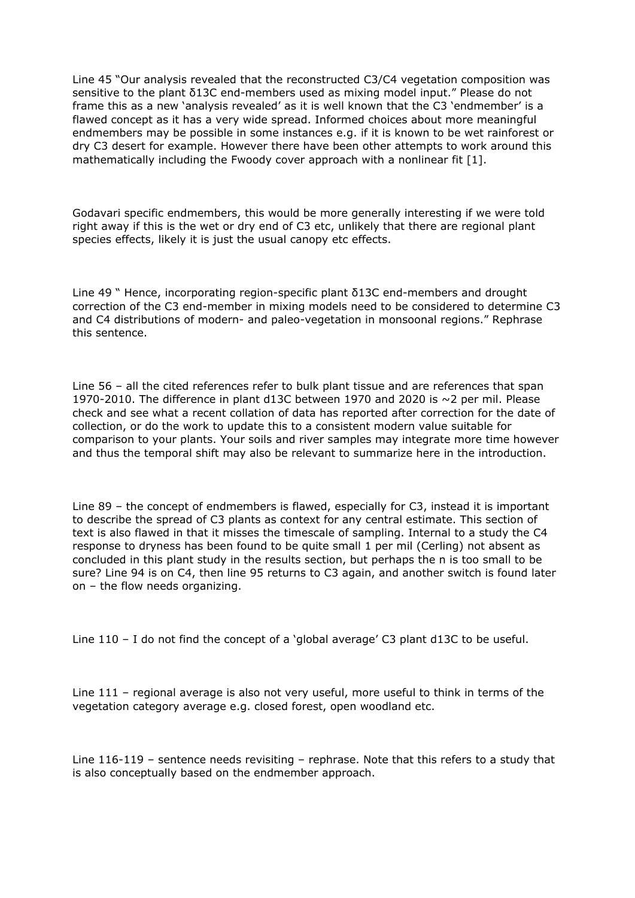Line 45 "Our analysis revealed that the reconstructed C3/C4 vegetation composition was sensitive to the plant δ13C end-members used as mixing model input." Please do not frame this as a new 'analysis revealed' as it is well known that the C3 'endmember' is a flawed concept as it has a very wide spread. Informed choices about more meaningful endmembers may be possible in some instances e.g. if it is known to be wet rainforest or dry C3 desert for example. However there have been other attempts to work around this mathematically including the Fwoody cover approach with a nonlinear fit [1].

Godavari specific endmembers, this would be more generally interesting if we were told right away if this is the wet or dry end of C3 etc, unlikely that there are regional plant species effects, likely it is just the usual canopy etc effects.

Line 49 " Hence, incorporating region-specific plant δ13C end-members and drought correction of the C3 end-member in mixing models need to be considered to determine C3 and C4 distributions of modern- and paleo-vegetation in monsoonal regions." Rephrase this sentence.

Line 56 – all the cited references refer to bulk plant tissue and are references that span 1970-2010. The difference in plant d13C between 1970 and 2020 is ~2 per mil. Please check and see what a recent collation of data has reported after correction for the date of collection, or do the work to update this to a consistent modern value suitable for comparison to your plants. Your soils and river samples may integrate more time however and thus the temporal shift may also be relevant to summarize here in the introduction.

Line 89 – the concept of endmembers is flawed, especially for C3, instead it is important to describe the spread of C3 plants as context for any central estimate. This section of text is also flawed in that it misses the timescale of sampling. Internal to a study the C4 response to dryness has been found to be quite small 1 per mil (Cerling) not absent as concluded in this plant study in the results section, but perhaps the n is too small to be sure? Line 94 is on C4, then line 95 returns to C3 again, and another switch is found later on – the flow needs organizing.

Line 110 – I do not find the concept of a 'global average' C3 plant d13C to be useful.

Line 111 – regional average is also not very useful, more useful to think in terms of the vegetation category average e.g. closed forest, open woodland etc.

Line 116-119 – sentence needs revisiting – rephrase. Note that this refers to a study that is also conceptually based on the endmember approach.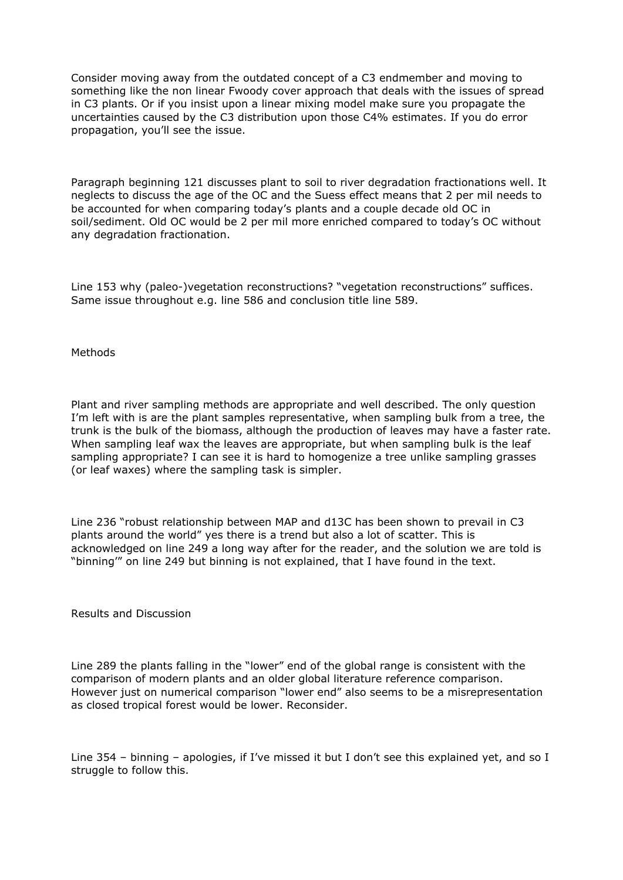Consider moving away from the outdated concept of a C3 endmember and moving to something like the non linear Fwoody cover approach that deals with the issues of spread in C3 plants. Or if you insist upon a linear mixing model make sure you propagate the uncertainties caused by the C3 distribution upon those C4% estimates. If you do error propagation, you'll see the issue.

Paragraph beginning 121 discusses plant to soil to river degradation fractionations well. It neglects to discuss the age of the OC and the Suess effect means that 2 per mil needs to be accounted for when comparing today's plants and a couple decade old OC in soil/sediment. Old OC would be 2 per mil more enriched compared to today's OC without any degradation fractionation.

Line 153 why (paleo-)vegetation reconstructions? "vegetation reconstructions" suffices. Same issue throughout e.g. line 586 and conclusion title line 589.

Methods

Plant and river sampling methods are appropriate and well described. The only question I'm left with is are the plant samples representative, when sampling bulk from a tree, the trunk is the bulk of the biomass, although the production of leaves may have a faster rate. When sampling leaf wax the leaves are appropriate, but when sampling bulk is the leaf sampling appropriate? I can see it is hard to homogenize a tree unlike sampling grasses (or leaf waxes) where the sampling task is simpler.

Line 236 "robust relationship between MAP and d13C has been shown to prevail in C3 plants around the world" yes there is a trend but also a lot of scatter. This is acknowledged on line 249 a long way after for the reader, and the solution we are told is "binning'" on line 249 but binning is not explained, that I have found in the text.

Results and Discussion

Line 289 the plants falling in the "lower" end of the global range is consistent with the comparison of modern plants and an older global literature reference comparison. However just on numerical comparison "lower end" also seems to be a misrepresentation as closed tropical forest would be lower. Reconsider.

Line 354 – binning – apologies, if I've missed it but I don't see this explained yet, and so I struggle to follow this.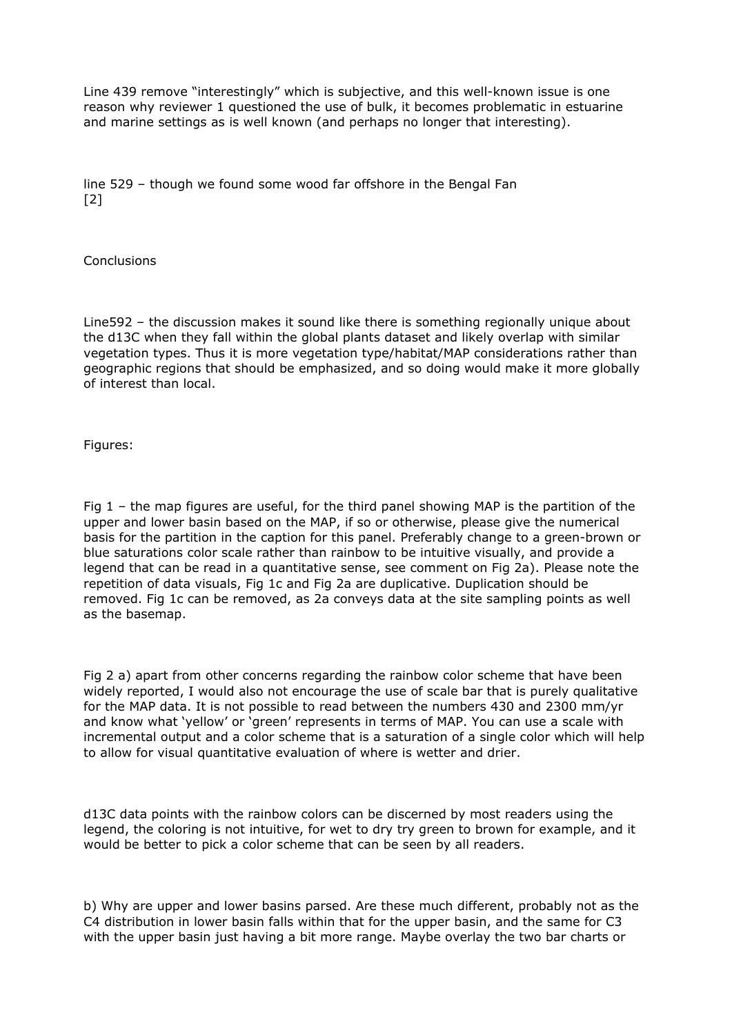Line 439 remove "interestingly" which is subjective, and this well-known issue is one reason why reviewer 1 questioned the use of bulk, it becomes problematic in estuarine and marine settings as is well known (and perhaps no longer that interesting).

line 529 – though we found some wood far offshore in the Bengal Fan [2]

Conclusions

Line592 – the discussion makes it sound like there is something regionally unique about the d13C when they fall within the global plants dataset and likely overlap with similar vegetation types. Thus it is more vegetation type/habitat/MAP considerations rather than geographic regions that should be emphasized, and so doing would make it more globally of interest than local.

Figures:

Fig 1 – the map figures are useful, for the third panel showing MAP is the partition of the upper and lower basin based on the MAP, if so or otherwise, please give the numerical basis for the partition in the caption for this panel. Preferably change to a green-brown or blue saturations color scale rather than rainbow to be intuitive visually, and provide a legend that can be read in a quantitative sense, see comment on Fig 2a). Please note the repetition of data visuals, Fig 1c and Fig 2a are duplicative. Duplication should be removed. Fig 1c can be removed, as 2a conveys data at the site sampling points as well as the basemap.

Fig 2 a) apart from other concerns regarding the rainbow color scheme that have been widely reported, I would also not encourage the use of scale bar that is purely qualitative for the MAP data. It is not possible to read between the numbers 430 and 2300 mm/yr and know what 'yellow' or 'green' represents in terms of MAP. You can use a scale with incremental output and a color scheme that is a saturation of a single color which will help to allow for visual quantitative evaluation of where is wetter and drier.

d13C data points with the rainbow colors can be discerned by most readers using the legend, the coloring is not intuitive, for wet to dry try green to brown for example, and it would be better to pick a color scheme that can be seen by all readers.

b) Why are upper and lower basins parsed. Are these much different, probably not as the C4 distribution in lower basin falls within that for the upper basin, and the same for C3 with the upper basin just having a bit more range. Maybe overlay the two bar charts or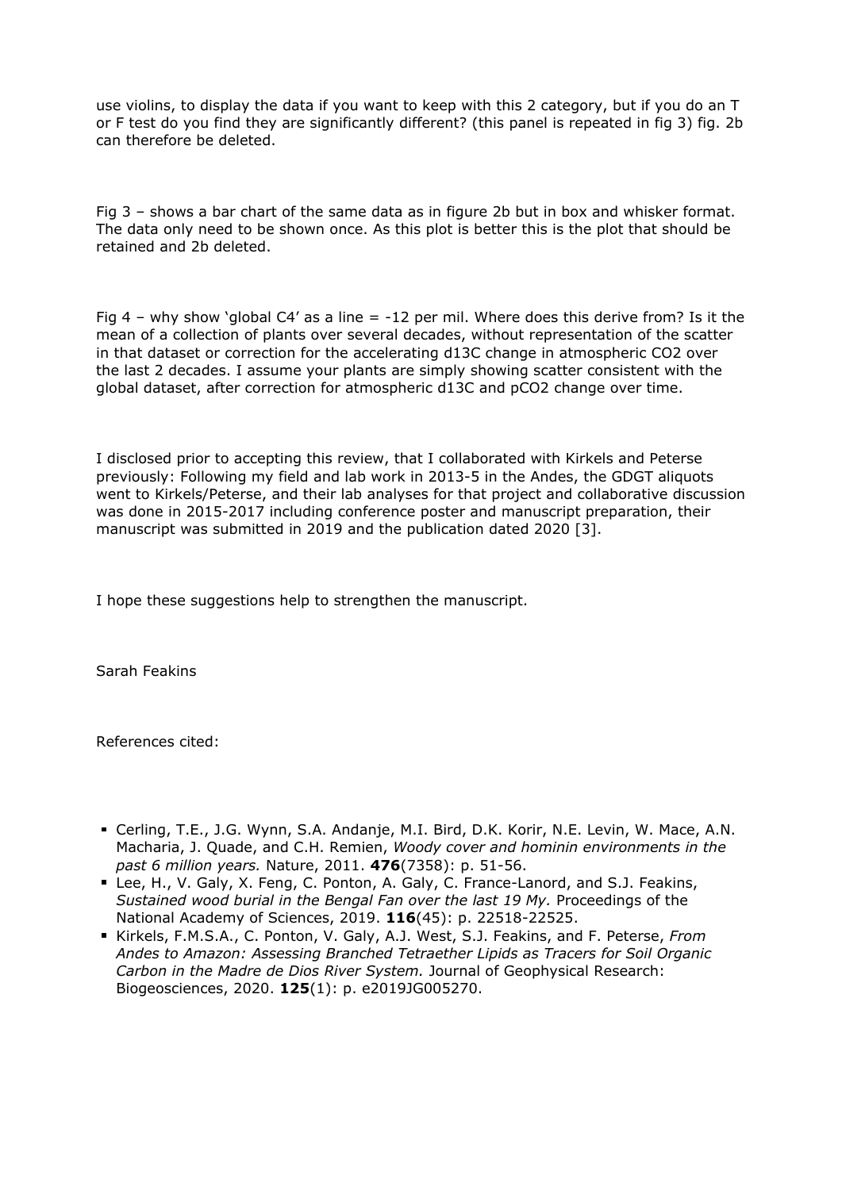use violins, to display the data if you want to keep with this 2 category, but if you do an T or F test do you find they are significantly different? (this panel is repeated in fig 3) fig. 2b can therefore be deleted.

Fig 3 – shows a bar chart of the same data as in figure 2b but in box and whisker format. The data only need to be shown once. As this plot is better this is the plot that should be retained and 2b deleted.

Fig 4 – why show 'global C4' as a line = -12 per mil. Where does this derive from? Is it the mean of a collection of plants over several decades, without representation of the scatter in that dataset or correction for the accelerating d13C change in atmospheric CO2 over the last 2 decades. I assume your plants are simply showing scatter consistent with the global dataset, after correction for atmospheric d13C and pCO2 change over time.

I disclosed prior to accepting this review, that I collaborated with Kirkels and Peterse previously: Following my field and lab work in 2013-5 in the Andes, the GDGT aliquots went to Kirkels/Peterse, and their lab analyses for that project and collaborative discussion was done in 2015-2017 including conference poster and manuscript preparation, their manuscript was submitted in 2019 and the publication dated 2020 [3].

I hope these suggestions help to strengthen the manuscript.

Sarah Feakins

References cited:

- Cerling, T.E., J.G. Wynn, S.A. Andanje, M.I. Bird, D.K. Korir, N.E. Levin, W. Mace, A.N. Macharia, J. Quade, and C.H. Remien, *Woody cover and hominin environments in the past 6 million years.* Nature, 2011. **476**(7358): p. 51-56.
- Lee, H., V. Galy, X. Feng, C. Ponton, A. Galy, C. France-Lanord, and S.J. Feakins, *Sustained wood burial in the Bengal Fan over the last 19 My.* Proceedings of the National Academy of Sciences, 2019. **116**(45): p. 22518-22525.
- Kirkels, F.M.S.A., C. Ponton, V. Galy, A.J. West, S.J. Feakins, and F. Peterse, *From Andes to Amazon: Assessing Branched Tetraether Lipids as Tracers for Soil Organic Carbon in the Madre de Dios River System.* Journal of Geophysical Research: Biogeosciences, 2020. **125**(1): p. e2019JG005270.